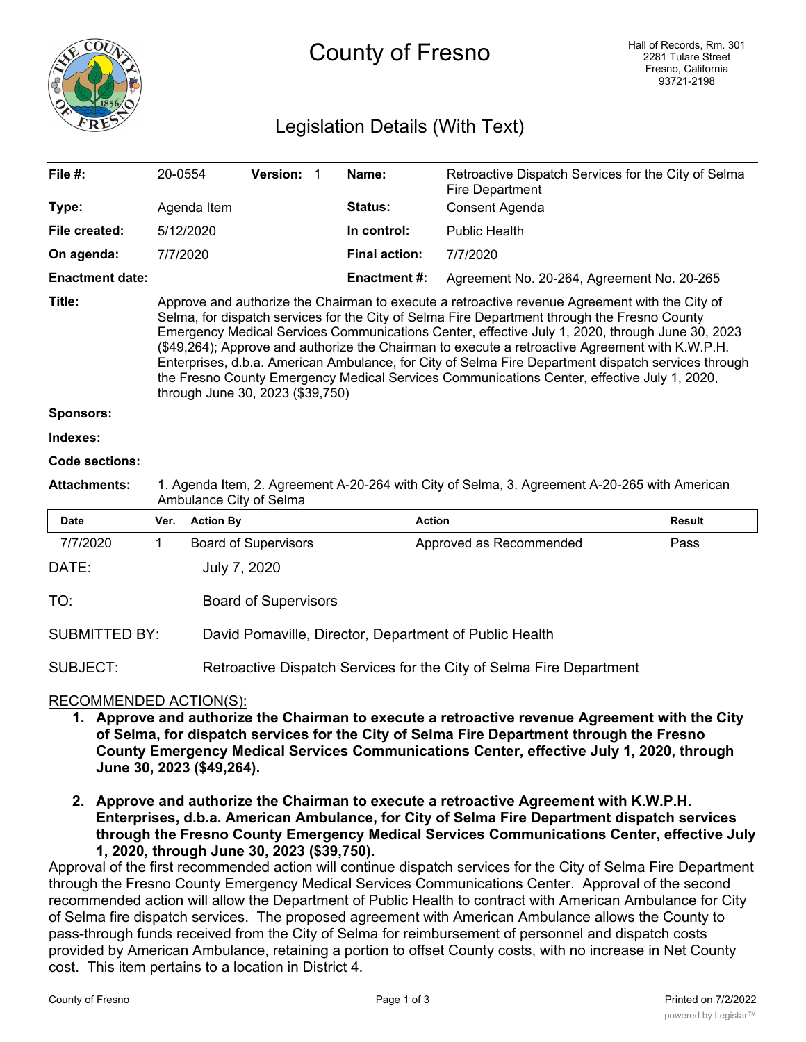# County of Fresno

Hall of Records, Rm. 301
2281 Tulare Street
Fresno, California
93721-2198

## Legislation Details (With Text)

| | | | |
|---|---|---|---|
| **File #:** | 20-0554 **Version:** 1 | **Name:** | Retroactive Dispatch Services for the City of Selma Fire Department |
| **Type:** | Agenda Item | **Status:** | Consent Agenda |
| **File created:** | 5/12/2020 | **In control:** | Public Health |
| **On agenda:** | 7/7/2020 | **Final action:** | 7/7/2020 |
| **Enactment date:** | | **Enactment #:** | Agreement No. 20-264, Agreement No. 20-265 |

**Title:** Approve and authorize the Chairman to execute a retroactive revenue Agreement with the City of Selma, for dispatch services for the City of Selma Fire Department through the Fresno County Emergency Medical Services Communications Center, effective July 1, 2020, through June 30, 2023 ($49,264); Approve and authorize the Chairman to execute a retroactive Agreement with K.W.P.H. Enterprises, d.b.a. American Ambulance, for City of Selma Fire Department dispatch services through the Fresno County Emergency Medical Services Communications Center, effective July 1, 2020, through June 30, 2023 ($39,750)

**Sponsors:**

**Indexes:**

**Code sections:**

**Attachments:** 1. Agenda Item, 2. Agreement A-20-264 with City of Selma, 3. Agreement A-20-265 with American Ambulance City of Selma

| Date | Ver. | Action By | Action | Result |
|---|---|---|---|---|
| 7/7/2020 | 1 | Board of Supervisors | Approved as Recommended | Pass |

DATE: July 7, 2020

TO: Board of Supervisors

SUBMITTED BY: David Pomaville, Director, Department of Public Health

SUBJECT: Retroactive Dispatch Services for the City of Selma Fire Department

RECOMMENDED ACTION(S):

1. **Approve and authorize the Chairman to execute a retroactive revenue Agreement with the City of Selma, for dispatch services for the City of Selma Fire Department through the Fresno County Emergency Medical Services Communications Center, effective July 1, 2020, through June 30, 2023 ($49,264).**

2. **Approve and authorize the Chairman to execute a retroactive Agreement with K.W.P.H. Enterprises, d.b.a. American Ambulance, for City of Selma Fire Department dispatch services through the Fresno County Emergency Medical Services Communications Center, effective July 1, 2020, through June 30, 2023 ($39,750).**

Approval of the first recommended action will continue dispatch services for the City of Selma Fire Department through the Fresno County Emergency Medical Services Communications Center. Approval of the second recommended action will allow the Department of Public Health to contract with American Ambulance for City of Selma fire dispatch services. The proposed agreement with American Ambulance allows the County to pass-through funds received from the City of Selma for reimbursement of personnel and dispatch costs provided by American Ambulance, retaining a portion to offset County costs, with no increase in Net County cost. This item pertains to a location in District 4.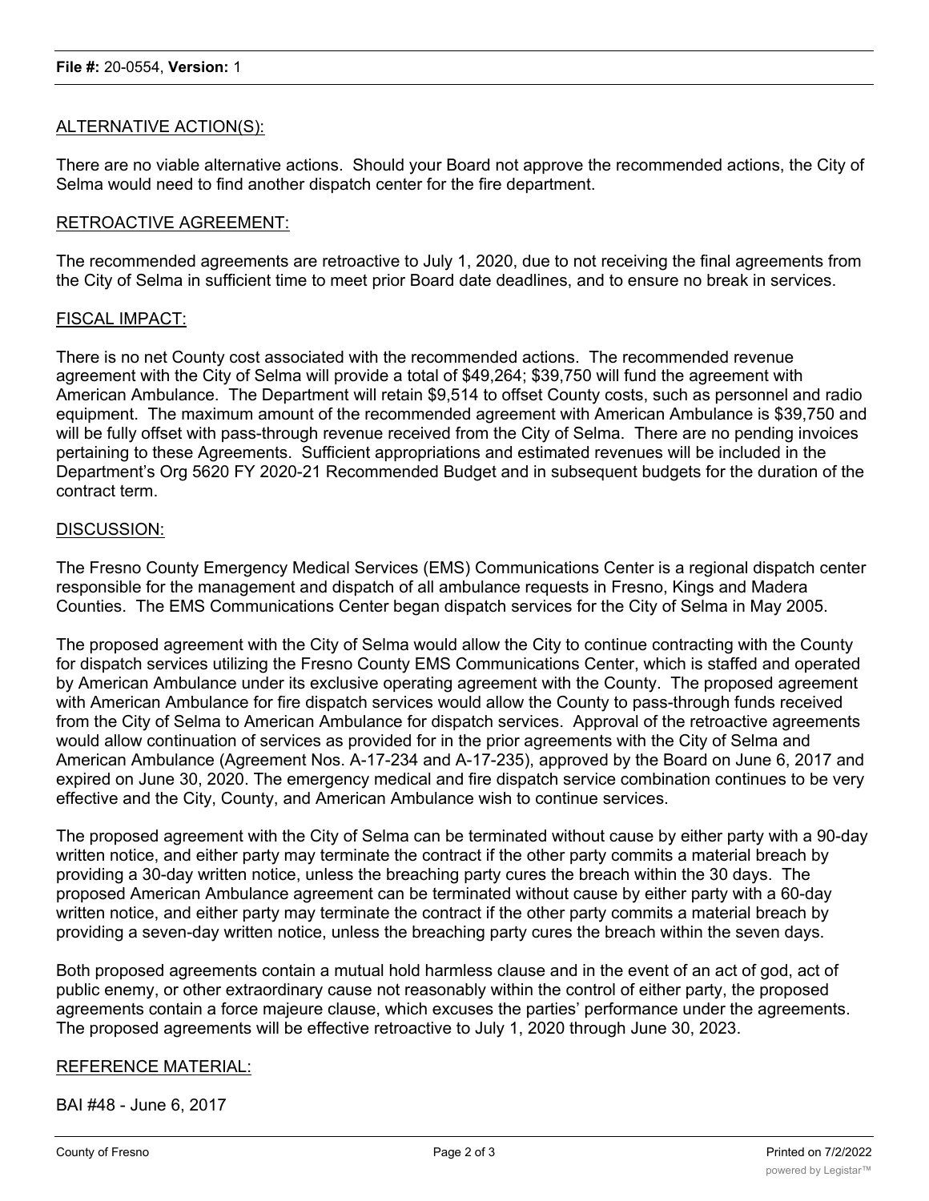ALTERNATIVE ACTION(S):

There are no viable alternative actions. Should your Board not approve the recommended actions, the City of Selma would need to find another dispatch center for the fire department.

RETROACTIVE AGREEMENT:

The recommended agreements are retroactive to July 1, 2020, due to not receiving the final agreements from the City of Selma in sufficient time to meet prior Board date deadlines, and to ensure no break in services.

FISCAL IMPACT:

There is no net County cost associated with the recommended actions. The recommended revenue agreement with the City of Selma will provide a total of $49,264; $39,750 will fund the agreement with American Ambulance. The Department will retain $9,514 to offset County costs, such as personnel and radio equipment. The maximum amount of the recommended agreement with American Ambulance is $39,750 and will be fully offset with pass-through revenue received from the City of Selma. There are no pending invoices pertaining to these Agreements. Sufficient appropriations and estimated revenues will be included in the Department's Org 5620 FY 2020-21 Recommended Budget and in subsequent budgets for the duration of the contract term.

DISCUSSION:

The Fresno County Emergency Medical Services (EMS) Communications Center is a regional dispatch center responsible for the management and dispatch of all ambulance requests in Fresno, Kings and Madera Counties. The EMS Communications Center began dispatch services for the City of Selma in May 2005.

The proposed agreement with the City of Selma would allow the City to continue contracting with the County for dispatch services utilizing the Fresno County EMS Communications Center, which is staffed and operated by American Ambulance under its exclusive operating agreement with the County. The proposed agreement with American Ambulance for fire dispatch services would allow the County to pass-through funds received from the City of Selma to American Ambulance for dispatch services. Approval of the retroactive agreements would allow continuation of services as provided for in the prior agreements with the City of Selma and American Ambulance (Agreement Nos. A-17-234 and A-17-235), approved by the Board on June 6, 2017 and expired on June 30, 2020. The emergency medical and fire dispatch service combination continues to be very effective and the City, County, and American Ambulance wish to continue services.

The proposed agreement with the City of Selma can be terminated without cause by either party with a 90-day written notice, and either party may terminate the contract if the other party commits a material breach by providing a 30-day written notice, unless the breaching party cures the breach within the 30 days. The proposed American Ambulance agreement can be terminated without cause by either party with a 60-day written notice, and either party may terminate the contract if the other party commits a material breach by providing a seven-day written notice, unless the breaching party cures the breach within the seven days.

Both proposed agreements contain a mutual hold harmless clause and in the event of an act of god, act of public enemy, or other extraordinary cause not reasonably within the control of either party, the proposed agreements contain a force majeure clause, which excuses the parties' performance under the agreements. The proposed agreements will be effective retroactive to July 1, 2020 through June 30, 2023.

REFERENCE MATERIAL:

BAI #48 - June 6, 2017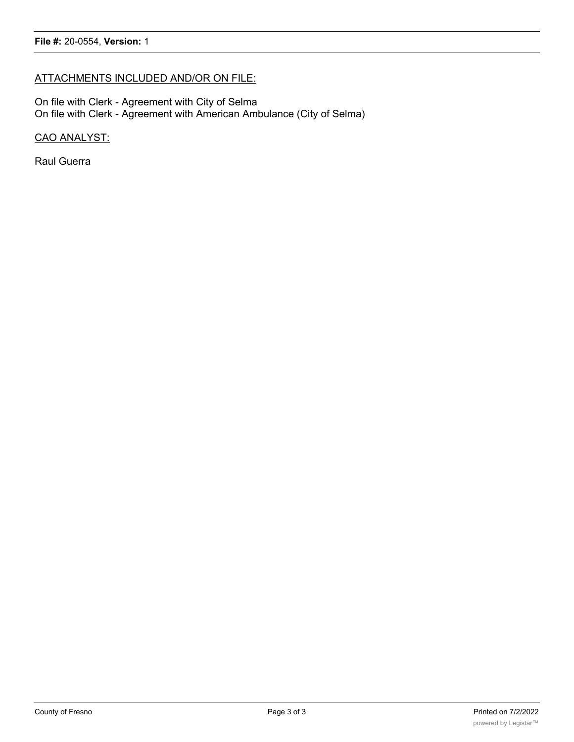ATTACHMENTS INCLUDED AND/OR ON FILE:

On file with Clerk - Agreement with City of Selma
On file with Clerk - Agreement with American Ambulance (City of Selma)

CAO ANALYST:

Raul Guerra